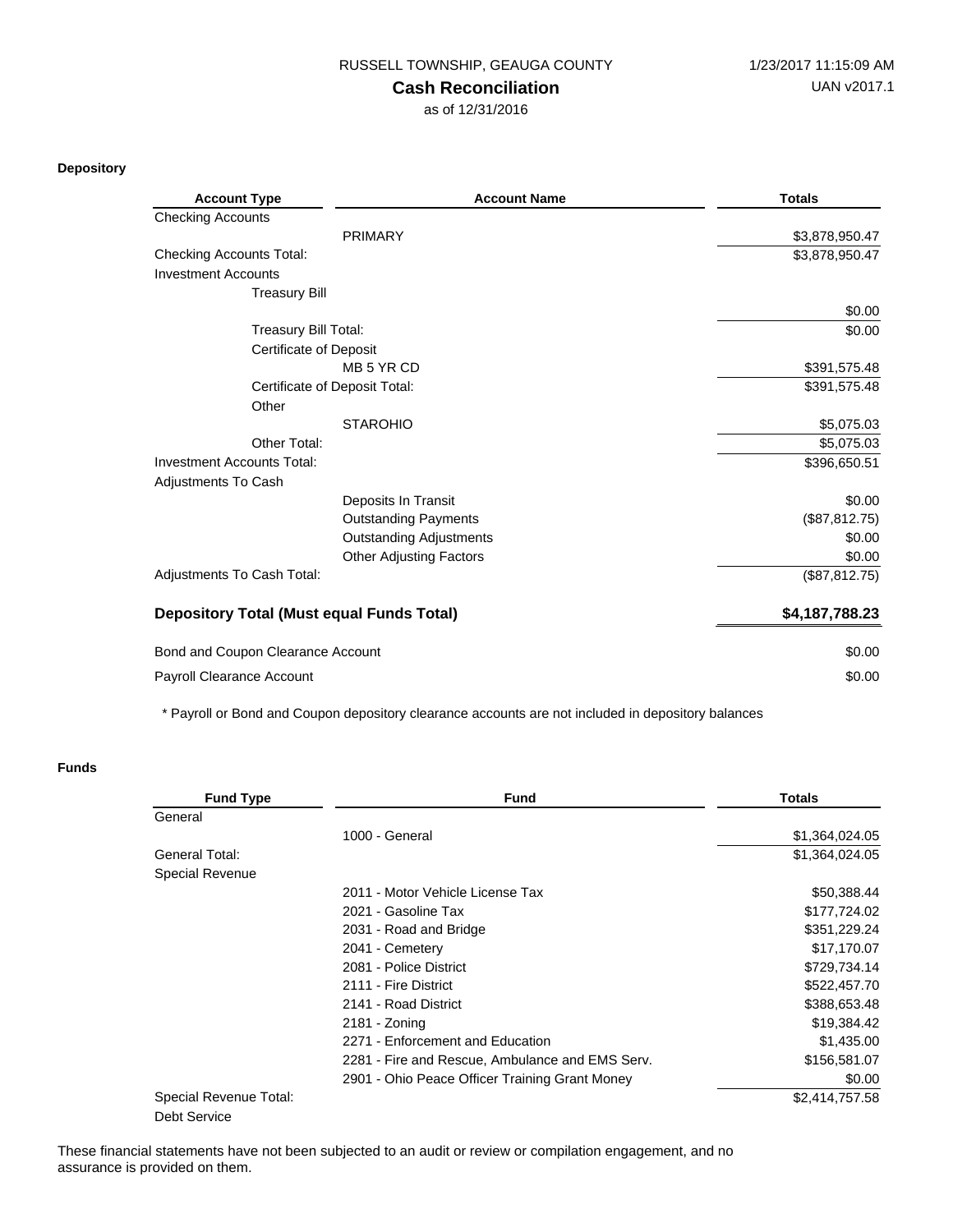RUSSELL TOWNSHIP, GEAUGA COUNTY

1/23/2017 11:15:09 AM

UAN v2017.1

# Cash Reconciliation

as of 12/31/2016

## Depository

| Account Type | Account Name | Totals |
|---|---|---|
| Checking Accounts | | |
| | PRIMARY | $3,878,950.47 |
| Checking Accounts Total: | | $3,878,950.47 |
| Investment Accounts | | |
| Treasury Bill | | |
| | | $0.00 |
| Treasury Bill Total: | | $0.00 |
| Certificate of Deposit | | |
| | MB 5 YR CD | $391,575.48 |
| Certificate of Deposit Total: | | $391,575.48 |
| Other | | |
| | STAROHIO | $5,075.03 |
| Other Total: | | $5,075.03 |
| Investment Accounts Total: | | $396,650.51 |
| Adjustments To Cash | | |
| | Deposits In Transit | $0.00 |
| | Outstanding Payments | ($87,812.75) |
| | Outstanding Adjustments | $0.00 |
| | Other Adjusting Factors | $0.00 |
| Adjustments To Cash Total: | | ($87,812.75) |
| **Depository Total (Must equal Funds Total)** | | **$4,187,788.23** |
| Bond and Coupon Clearance Account | | $0.00 |
| Payroll Clearance Account | | $0.00 |

\* Payroll or Bond and Coupon depository clearance accounts are not included in depository balances

## Funds

| Fund Type | Fund | Totals |
|---|---|---|
| General | | |
| | 1000 - General | $1,364,024.05 |
| General Total: | | $1,364,024.05 |
| Special Revenue | | |
| | 2011 - Motor Vehicle License Tax | $50,388.44 |
| | 2021 - Gasoline Tax | $177,724.02 |
| | 2031 - Road and Bridge | $351,229.24 |
| | 2041 - Cemetery | $17,170.07 |
| | 2081 - Police District | $729,734.14 |
| | 2111 - Fire District | $522,457.70 |
| | 2141 - Road District | $388,653.48 |
| | 2181 - Zoning | $19,384.42 |
| | 2271 - Enforcement and Education | $1,435.00 |
| | 2281 - Fire and Rescue, Ambulance and EMS Serv. | $156,581.07 |
| | 2901 - Ohio Peace Officer Training Grant Money | $0.00 |
| Special Revenue Total: | | $2,414,757.58 |
| Debt Service | | |

These financial statements have not been subjected to an audit or review or compilation engagement, and no assurance is provided on them.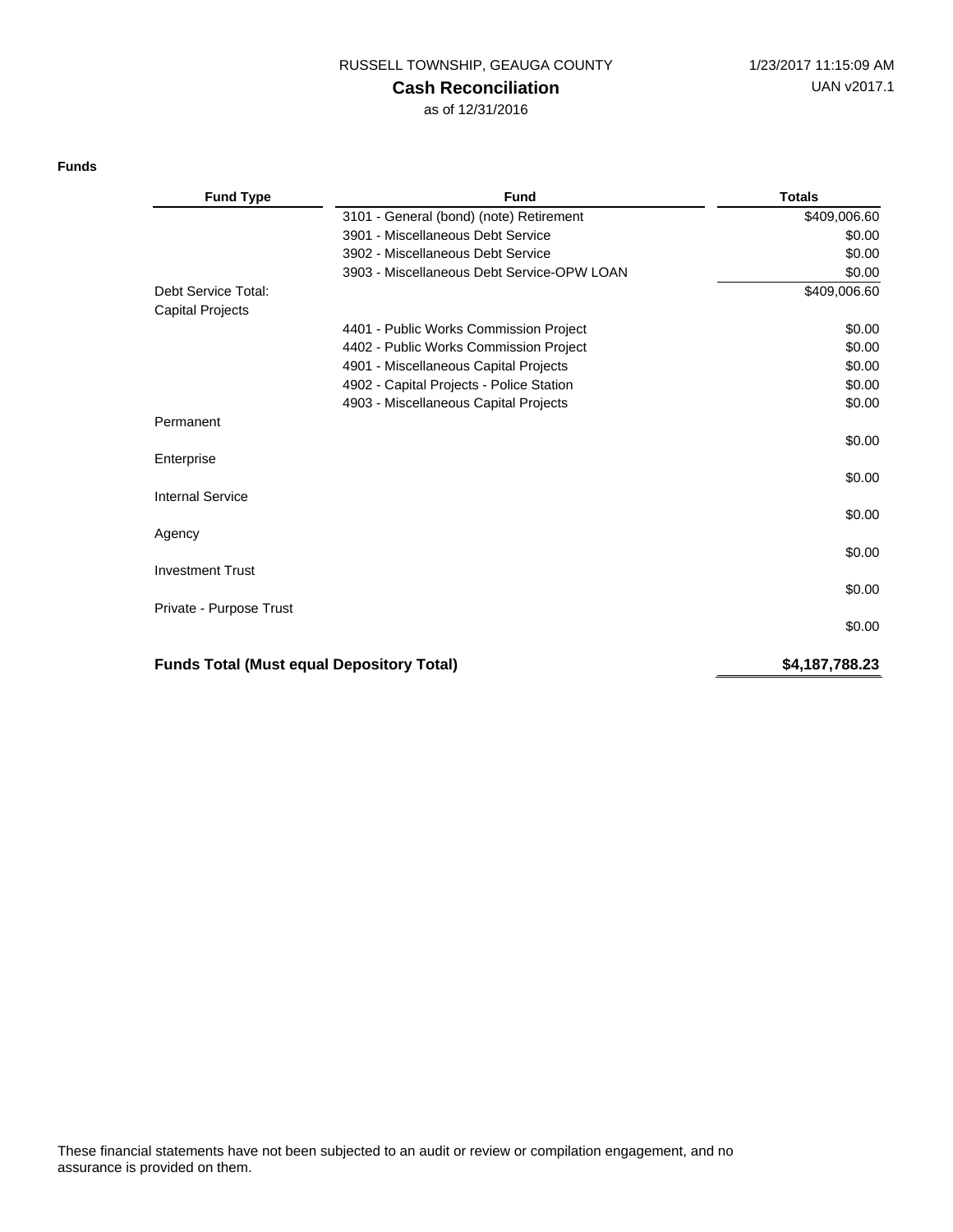RUSSELL TOWNSHIP, GEAUGA COUNTY

# Cash Reconciliation

as of 12/31/2016

1/23/2017 11:15:09 AM
UAN v2017.1

**Funds**

| Fund Type | Fund | Totals |
|---|---|---|
| | 3101 - General (bond) (note) Retirement | $409,006.60 |
| | 3901 - Miscellaneous Debt Service | $0.00 |
| | 3902 - Miscellaneous Debt Service | $0.00 |
| | 3903 - Miscellaneous Debt Service-OPW LOAN | $0.00 |
| Debt Service Total: | | $409,006.60 |
| Capital Projects | | |
| | 4401 - Public Works Commission Project | $0.00 |
| | 4402 - Public Works Commission Project | $0.00 |
| | 4901 - Miscellaneous Capital Projects | $0.00 |
| | 4902 - Capital Projects - Police Station | $0.00 |
| | 4903 - Miscellaneous Capital Projects | $0.00 |
| Permanent | | |
| | | $0.00 |
| Enterprise | | |
| | | $0.00 |
| Internal Service | | |
| | | $0.00 |
| Agency | | |
| | | $0.00 |
| Investment Trust | | |
| | | $0.00 |
| Private - Purpose Trust | | |
| | | $0.00 |
| **Funds Total (Must equal Depository Total)** | | **$4,187,788.23** |

These financial statements have not been subjected to an audit or review or compilation engagement, and no assurance is provided on them.